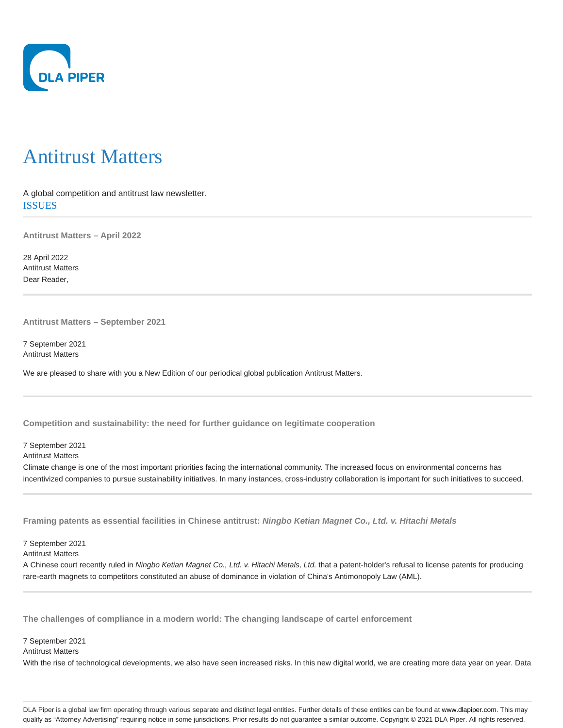DLA PIPER

# Antitrust Matters

A global competition and antitrust law newsletter.

ISSUES

---

### Antitrust Matters – April 2022

28 April 2022
Antitrust Matters
Dear Reader,

---

### Antitrust Matters – September 2021

7 September 2021
Antitrust Matters

We are pleased to share with you a New Edition of our periodical global publication Antitrust Matters.

---

### Competition and sustainability: the need for further guidance on legitimate cooperation

7 September 2021
Antitrust Matters
Climate change is one of the most important priorities facing the international community. The increased focus on environmental concerns has incentivized companies to pursue sustainability initiatives. In many instances, cross-industry collaboration is important for such initiatives to succeed.

---

### Framing patents as essential facilities in Chinese antitrust: *Ningbo Ketian Magnet Co., Ltd. v. Hitachi Metals*

7 September 2021
Antitrust Matters
A Chinese court recently ruled in *Ningbo Ketian Magnet Co., Ltd. v. Hitachi Metals, Ltd.* that a patent-holder's refusal to license patents for producing rare-earth magnets to competitors constituted an abuse of dominance in violation of China's Antimonopoly Law (AML).

---

### The challenges of compliance in a modern world: The changing landscape of cartel enforcement

7 September 2021
Antitrust Matters
With the rise of technological developments, we also have seen increased risks. In this new digital world, we are creating more data year on year. Data

---

DLA Piper is a global law firm operating through various separate and distinct legal entities. Further details of these entities can be found at www.dlapiper.com. This may qualify as "Attorney Advertising" requiring notice in some jurisdictions. Prior results do not guarantee a similar outcome. Copyright © 2021 DLA Piper. All rights reserved.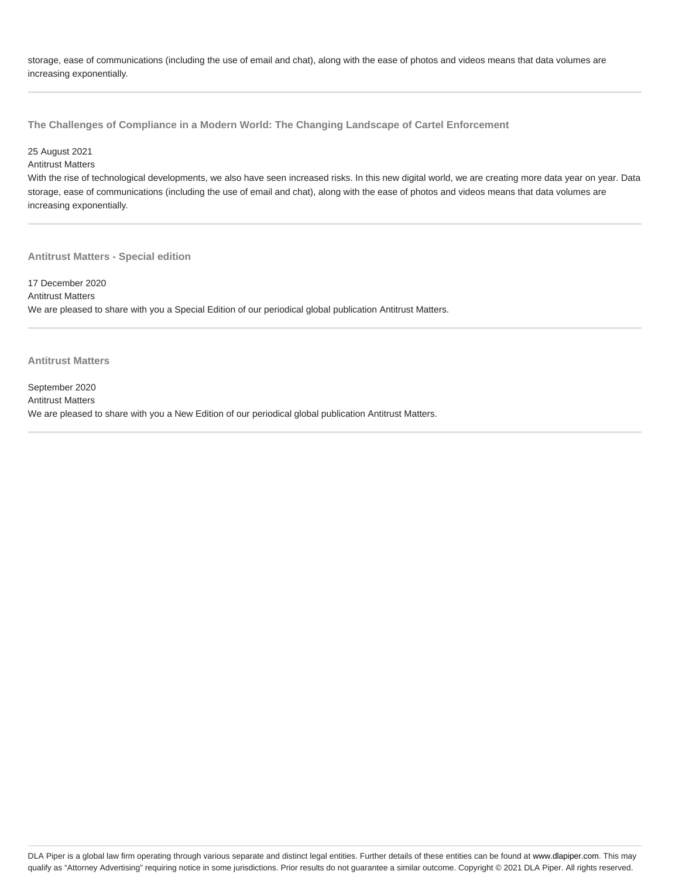storage, ease of communications (including the use of email and chat), along with the ease of photos and videos means that data volumes are increasing exponentially.

---

### The Challenges of Compliance in a Modern World: The Changing Landscape of Cartel Enforcement

25 August 2021
Antitrust Matters
With the rise of technological developments, we also have seen increased risks. In this new digital world, we are creating more data year on year. Data storage, ease of communications (including the use of email and chat), along with the ease of photos and videos means that data volumes are increasing exponentially.

---

### Antitrust Matters - Special edition

17 December 2020
Antitrust Matters
We are pleased to share with you a Special Edition of our periodical global publication Antitrust Matters.

---

### Antitrust Matters

September 2020
Antitrust Matters
We are pleased to share with you a New Edition of our periodical global publication Antitrust Matters.

---

DLA Piper is a global law firm operating through various separate and distinct legal entities. Further details of these entities can be found at www.dlapiper.com. This may qualify as "Attorney Advertising" requiring notice in some jurisdictions. Prior results do not guarantee a similar outcome. Copyright © 2021 DLA Piper. All rights reserved.